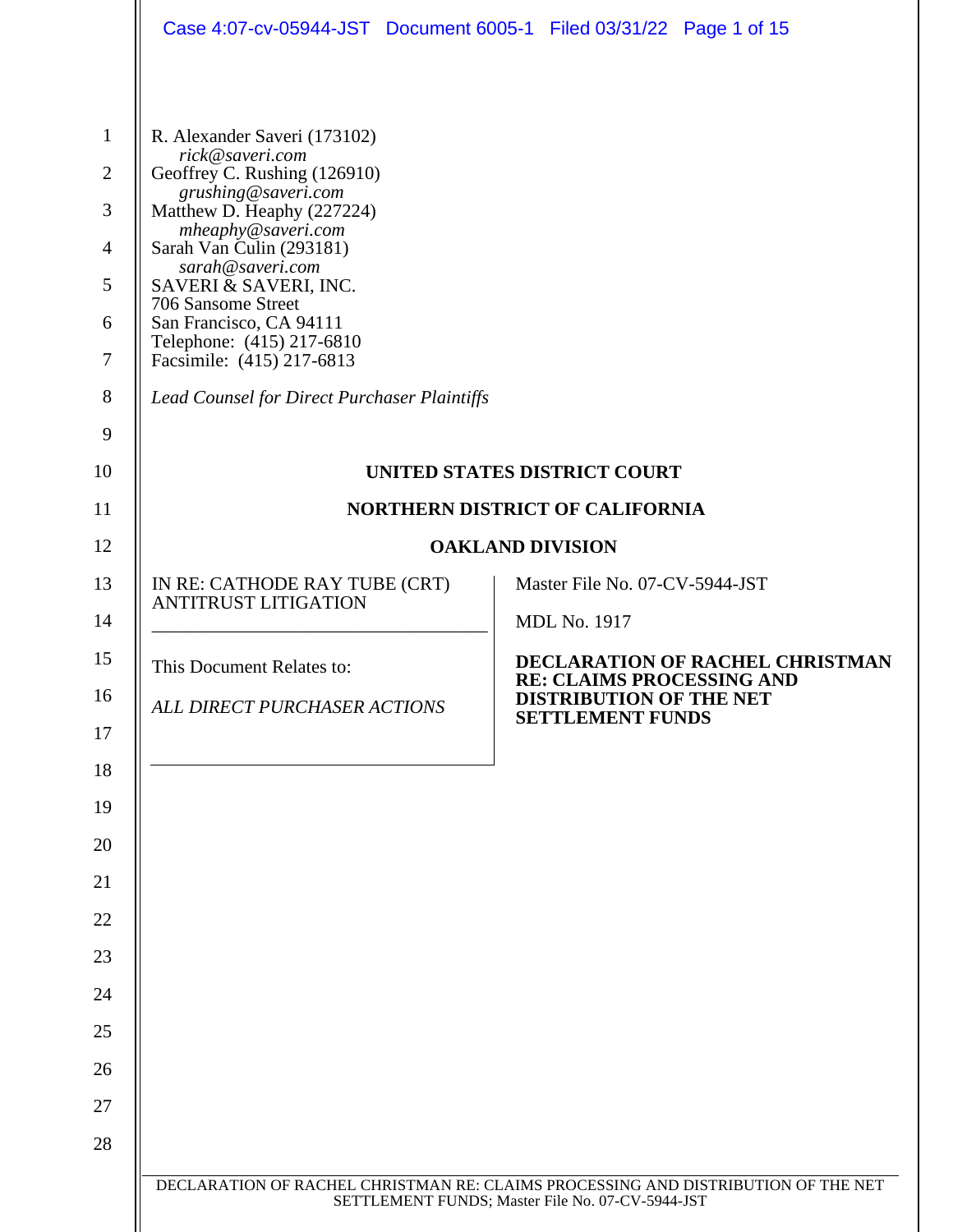R. Alexander Saveri (173102)
*rick@saveri.com*
Geoffrey C. Rushing (126910)
*grushing@saveri.com*
Matthew D. Heaphy (227224)
*mheaphy@saveri.com*
Sarah Van Culin (293181)
*sarah@saveri.com*
SAVERI & SAVERI, INC.
706 Sansome Street
San Francisco, CA 94111
Telephone: (415) 217-6810
Facsimile: (415) 217-6813

*Lead Counsel for Direct Purchaser Plaintiffs*

**UNITED STATES DISTRICT COURT**

**NORTHERN DISTRICT OF CALIFORNIA**

**OAKLAND DIVISION**

| | |
|---|---|
| IN RE: CATHODE RAY TUBE (CRT) ANTITRUST LITIGATION | Master File No. 07-CV-5944-JST |
| | MDL No. 1917 |
| This Document Relates to: *ALL DIRECT PURCHASER ACTIONS* | **DECLARATION OF RACHEL CHRISTMAN RE: CLAIMS PROCESSING AND DISTRIBUTION OF THE NET SETTLEMENT FUNDS** |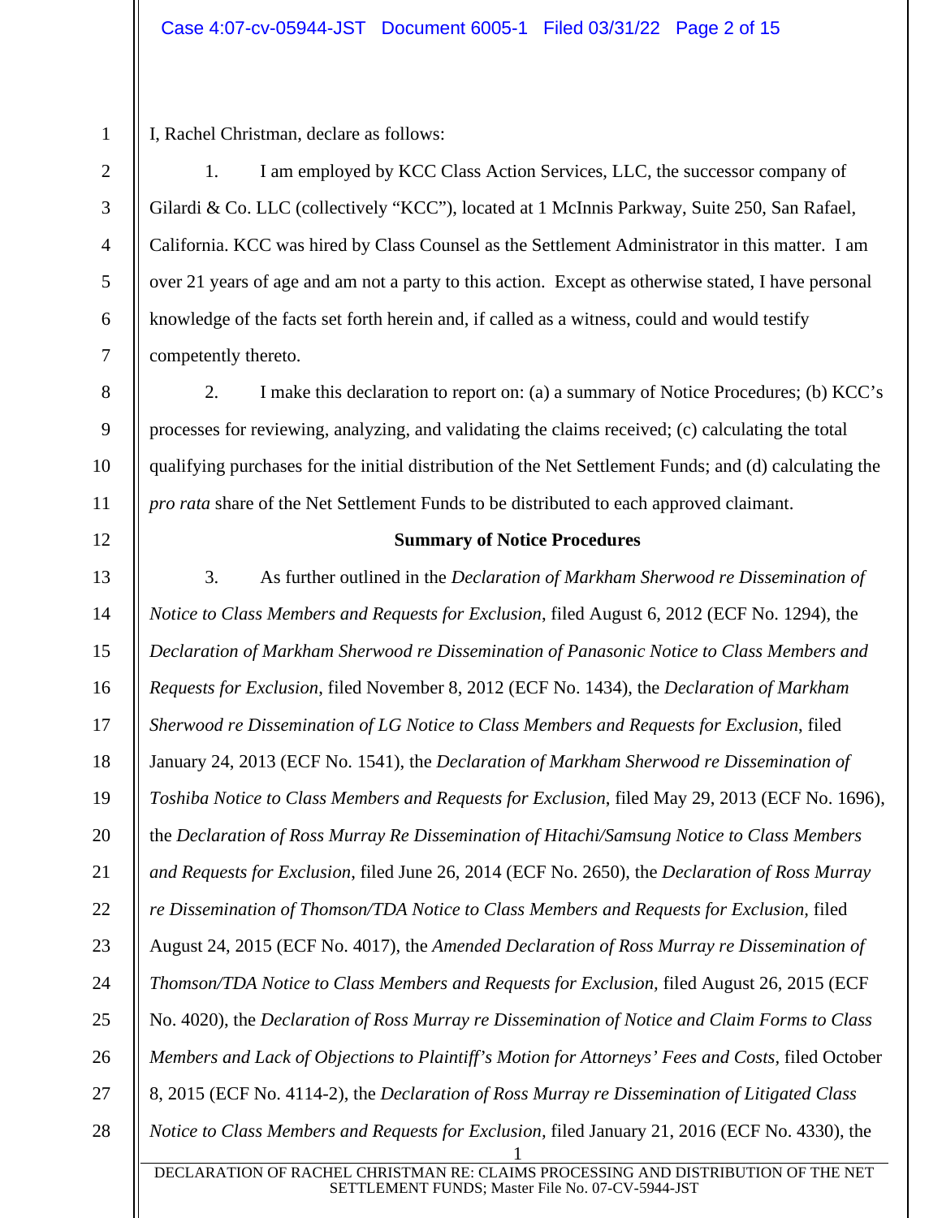I, Rachel Christman, declare as follows:

1. I am employed by KCC Class Action Services, LLC, the successor company of Gilardi & Co. LLC (collectively "KCC"), located at 1 McInnis Parkway, Suite 250, San Rafael, California. KCC was hired by Class Counsel as the Settlement Administrator in this matter. I am over 21 years of age and am not a party to this action. Except as otherwise stated, I have personal knowledge of the facts set forth herein and, if called as a witness, could and would testify competently thereto.

2. I make this declaration to report on: (a) a summary of Notice Procedures; (b) KCC's processes for reviewing, analyzing, and validating the claims received; (c) calculating the total qualifying purchases for the initial distribution of the Net Settlement Funds; and (d) calculating the *pro rata* share of the Net Settlement Funds to be distributed to each approved claimant.

**Summary of Notice Procedures**

3. As further outlined in the *Declaration of Markham Sherwood re Dissemination of Notice to Class Members and Requests for Exclusion*, filed August 6, 2012 (ECF No. 1294), the *Declaration of Markham Sherwood re Dissemination of Panasonic Notice to Class Members and Requests for Exclusion*, filed November 8, 2012 (ECF No. 1434), the *Declaration of Markham Sherwood re Dissemination of LG Notice to Class Members and Requests for Exclusion*, filed January 24, 2013 (ECF No. 1541), the *Declaration of Markham Sherwood re Dissemination of Toshiba Notice to Class Members and Requests for Exclusion*, filed May 29, 2013 (ECF No. 1696), the *Declaration of Ross Murray Re Dissemination of Hitachi/Samsung Notice to Class Members and Requests for Exclusion*, filed June 26, 2014 (ECF No. 2650), the *Declaration of Ross Murray re Dissemination of Thomson/TDA Notice to Class Members and Requests for Exclusion*, filed August 24, 2015 (ECF No. 4017), the *Amended Declaration of Ross Murray re Dissemination of Thomson/TDA Notice to Class Members and Requests for Exclusion*, filed August 26, 2015 (ECF No. 4020), the *Declaration of Ross Murray re Dissemination of Notice and Claim Forms to Class Members and Lack of Objections to Plaintiff's Motion for Attorneys' Fees and Costs*, filed October 8, 2015 (ECF No. 4114-2), the *Declaration of Ross Murray re Dissemination of Litigated Class Notice to Class Members and Requests for Exclusion*, filed January 21, 2016 (ECF No. 4330), the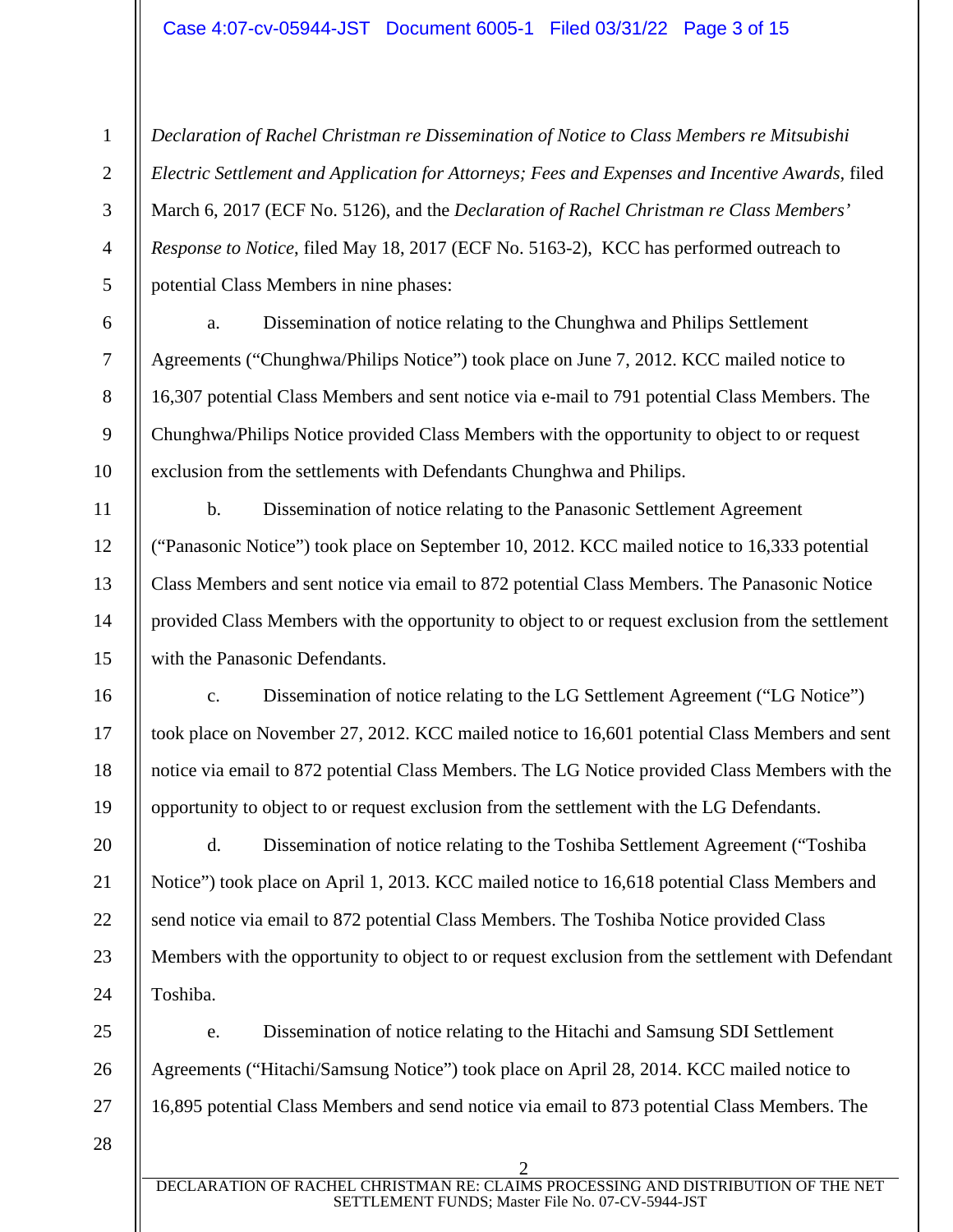*Declaration of Rachel Christman re Dissemination of Notice to Class Members re Mitsubishi Electric Settlement and Application for Attorneys; Fees and Expenses and Incentive Awards*, filed March 6, 2017 (ECF No. 5126), and the *Declaration of Rachel Christman re Class Members' Response to Notice*, filed May 18, 2017 (ECF No. 5163-2), KCC has performed outreach to potential Class Members in nine phases:

a. Dissemination of notice relating to the Chunghwa and Philips Settlement Agreements ("Chunghwa/Philips Notice") took place on June 7, 2012. KCC mailed notice to 16,307 potential Class Members and sent notice via e-mail to 791 potential Class Members. The Chunghwa/Philips Notice provided Class Members with the opportunity to object to or request exclusion from the settlements with Defendants Chunghwa and Philips.

b. Dissemination of notice relating to the Panasonic Settlement Agreement ("Panasonic Notice") took place on September 10, 2012. KCC mailed notice to 16,333 potential Class Members and sent notice via email to 872 potential Class Members. The Panasonic Notice provided Class Members with the opportunity to object to or request exclusion from the settlement with the Panasonic Defendants.

c. Dissemination of notice relating to the LG Settlement Agreement ("LG Notice") took place on November 27, 2012. KCC mailed notice to 16,601 potential Class Members and sent notice via email to 872 potential Class Members. The LG Notice provided Class Members with the opportunity to object to or request exclusion from the settlement with the LG Defendants.

d. Dissemination of notice relating to the Toshiba Settlement Agreement ("Toshiba Notice") took place on April 1, 2013. KCC mailed notice to 16,618 potential Class Members and send notice via email to 872 potential Class Members. The Toshiba Notice provided Class Members with the opportunity to object to or request exclusion from the settlement with Defendant Toshiba.

e. Dissemination of notice relating to the Hitachi and Samsung SDI Settlement Agreements ("Hitachi/Samsung Notice") took place on April 28, 2014. KCC mailed notice to 16,895 potential Class Members and send notice via email to 873 potential Class Members. The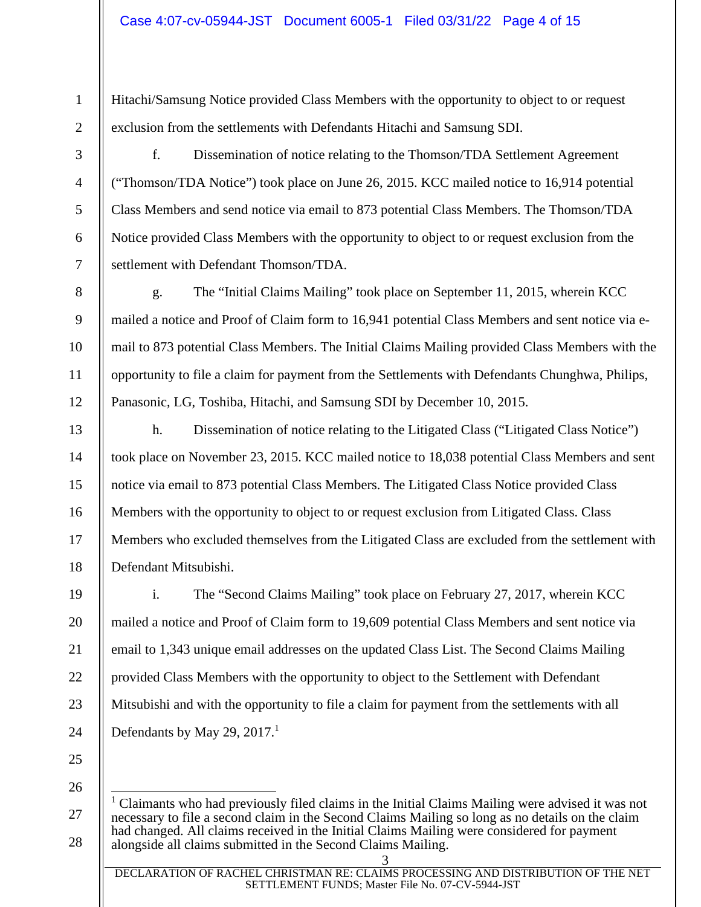Hitachi/Samsung Notice provided Class Members with the opportunity to object to or request exclusion from the settlements with Defendants Hitachi and Samsung SDI.

f. Dissemination of notice relating to the Thomson/TDA Settlement Agreement ("Thomson/TDA Notice") took place on June 26, 2015. KCC mailed notice to 16,914 potential Class Members and send notice via email to 873 potential Class Members. The Thomson/TDA Notice provided Class Members with the opportunity to object to or request exclusion from the settlement with Defendant Thomson/TDA.

g. The "Initial Claims Mailing" took place on September 11, 2015, wherein KCC mailed a notice and Proof of Claim form to 16,941 potential Class Members and sent notice via e-mail to 873 potential Class Members. The Initial Claims Mailing provided Class Members with the opportunity to file a claim for payment from the Settlements with Defendants Chunghwa, Philips, Panasonic, LG, Toshiba, Hitachi, and Samsung SDI by December 10, 2015.

h. Dissemination of notice relating to the Litigated Class ("Litigated Class Notice") took place on November 23, 2015. KCC mailed notice to 18,038 potential Class Members and sent notice via email to 873 potential Class Members. The Litigated Class Notice provided Class Members with the opportunity to object to or request exclusion from Litigated Class. Class Members who excluded themselves from the Litigated Class are excluded from the settlement with Defendant Mitsubishi.

i. The "Second Claims Mailing" took place on February 27, 2017, wherein KCC mailed a notice and Proof of Claim form to 19,609 potential Class Members and sent notice via email to 1,343 unique email addresses on the updated Class List. The Second Claims Mailing provided Class Members with the opportunity to object to the Settlement with Defendant Mitsubishi and with the opportunity to file a claim for payment from the settlements with all Defendants by May 29, 2017.[1]

[1] Claimants who had previously filed claims in the Initial Claims Mailing were advised it was not necessary to file a second claim in the Second Claims Mailing so long as no details on the claim had changed. All claims received in the Initial Claims Mailing were considered for payment alongside all claims submitted in the Second Claims Mailing.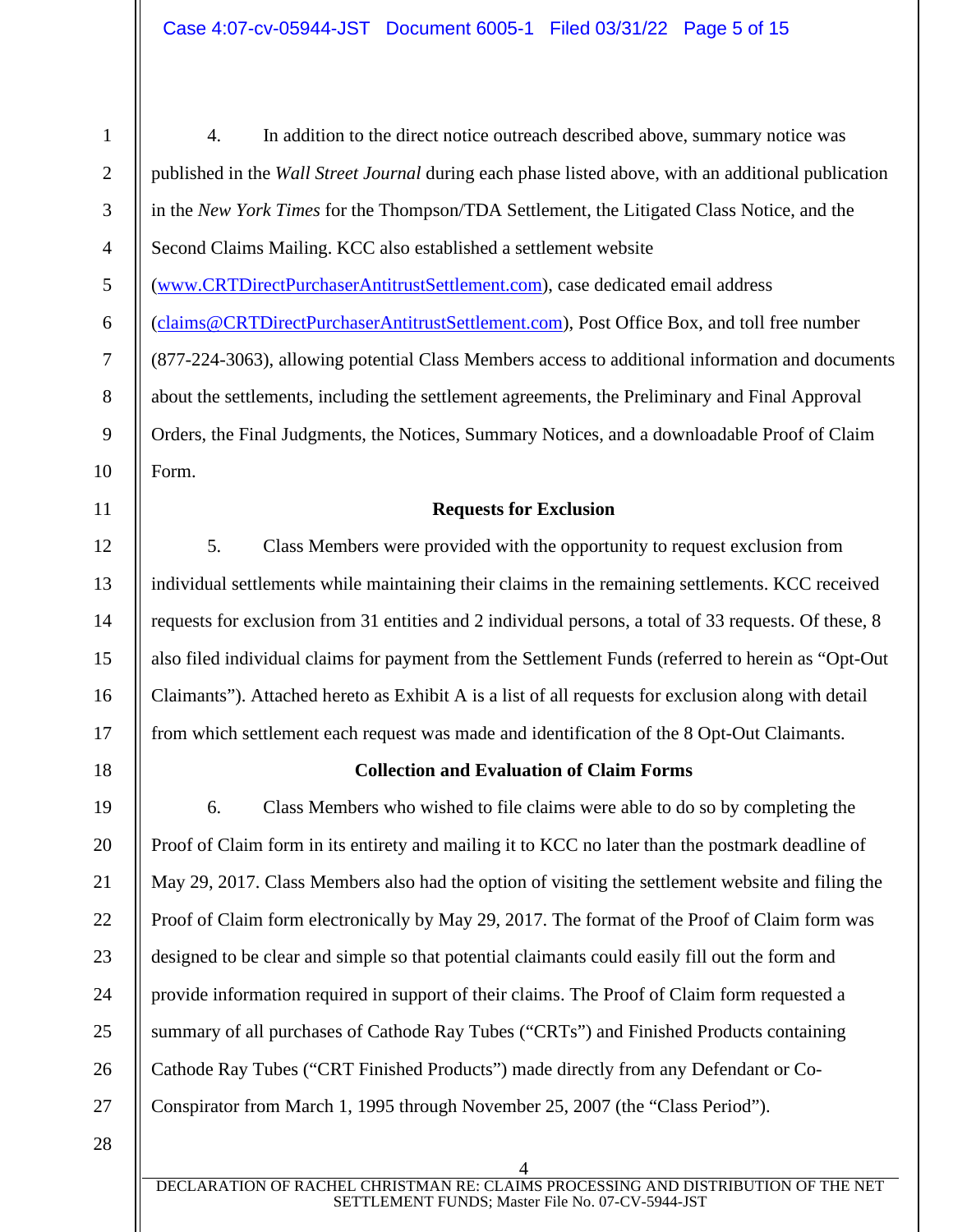4. In addition to the direct notice outreach described above, summary notice was published in the *Wall Street Journal* during each phase listed above, with an additional publication in the *New York Times* for the Thompson/TDA Settlement, the Litigated Class Notice, and the Second Claims Mailing. KCC also established a settlement website (www.CRTDirectPurchaserAntitrustSettlement.com), case dedicated email address (claims@CRTDirectPurchaserAntitrustSettlement.com), Post Office Box, and toll free number (877-224-3063), allowing potential Class Members access to additional information and documents about the settlements, including the settlement agreements, the Preliminary and Final Approval Orders, the Final Judgments, the Notices, Summary Notices, and a downloadable Proof of Claim Form.

**Requests for Exclusion**

5. Class Members were provided with the opportunity to request exclusion from individual settlements while maintaining their claims in the remaining settlements. KCC received requests for exclusion from 31 entities and 2 individual persons, a total of 33 requests. Of these, 8 also filed individual claims for payment from the Settlement Funds (referred to herein as "Opt-Out Claimants"). Attached hereto as Exhibit A is a list of all requests for exclusion along with detail from which settlement each request was made and identification of the 8 Opt-Out Claimants.

**Collection and Evaluation of Claim Forms**

6. Class Members who wished to file claims were able to do so by completing the Proof of Claim form in its entirety and mailing it to KCC no later than the postmark deadline of May 29, 2017. Class Members also had the option of visiting the settlement website and filing the Proof of Claim form electronically by May 29, 2017. The format of the Proof of Claim form was designed to be clear and simple so that potential claimants could easily fill out the form and provide information required in support of their claims. The Proof of Claim form requested a summary of all purchases of Cathode Ray Tubes ("CRTs") and Finished Products containing Cathode Ray Tubes ("CRT Finished Products") made directly from any Defendant or Co-Conspirator from March 1, 1995 through November 25, 2007 (the "Class Period").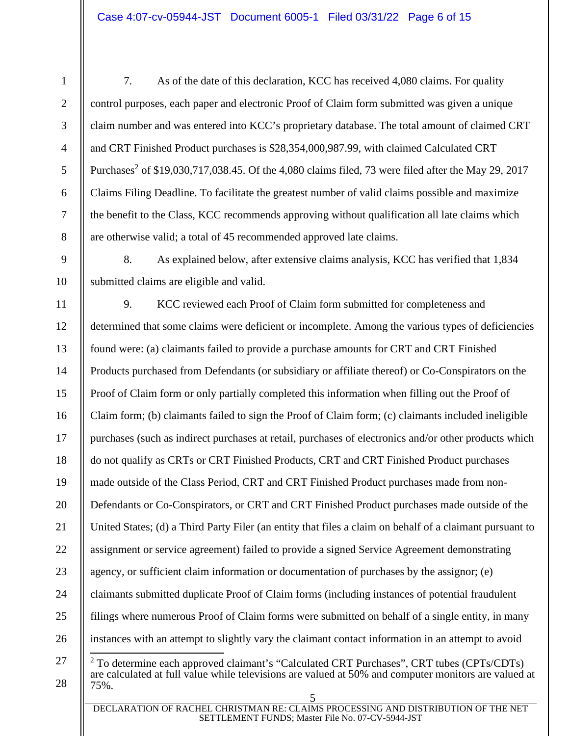7. As of the date of this declaration, KCC has received 4,080 claims. For quality control purposes, each paper and electronic Proof of Claim form submitted was given a unique claim number and was entered into KCC's proprietary database. The total amount of claimed CRT and CRT Finished Product purchases is $28,354,000,987.99, with claimed Calculated CRT Purchases[2] of $19,030,717,038.45. Of the 4,080 claims filed, 73 were filed after the May 29, 2017 Claims Filing Deadline. To facilitate the greatest number of valid claims possible and maximize the benefit to the Class, KCC recommends approving without qualification all late claims which are otherwise valid; a total of 45 recommended approved late claims.

8. As explained below, after extensive claims analysis, KCC has verified that 1,834 submitted claims are eligible and valid.

9. KCC reviewed each Proof of Claim form submitted for completeness and determined that some claims were deficient or incomplete. Among the various types of deficiencies found were: (a) claimants failed to provide a purchase amounts for CRT and CRT Finished Products purchased from Defendants (or subsidiary or affiliate thereof) or Co-Conspirators on the Proof of Claim form or only partially completed this information when filling out the Proof of Claim form; (b) claimants failed to sign the Proof of Claim form; (c) claimants included ineligible purchases (such as indirect purchases at retail, purchases of electronics and/or other products which do not qualify as CRTs or CRT Finished Products, CRT and CRT Finished Product purchases made outside of the Class Period, CRT and CRT Finished Product purchases made from non-Defendants or Co-Conspirators, or CRT and CRT Finished Product purchases made outside of the United States; (d) a Third Party Filer (an entity that files a claim on behalf of a claimant pursuant to assignment or service agreement) failed to provide a signed Service Agreement demonstrating agency, or sufficient claim information or documentation of purchases by the assignor; (e) claimants submitted duplicate Proof of Claim forms (including instances of potential fraudulent filings where numerous Proof of Claim forms were submitted on behalf of a single entity, in many instances with an attempt to slightly vary the claimant contact information in an attempt to avoid

[2] To determine each approved claimant's "Calculated CRT Purchases", CRT tubes (CPTs/CDTs) are calculated at full value while televisions are valued at 50% and computer monitors are valued at 75%.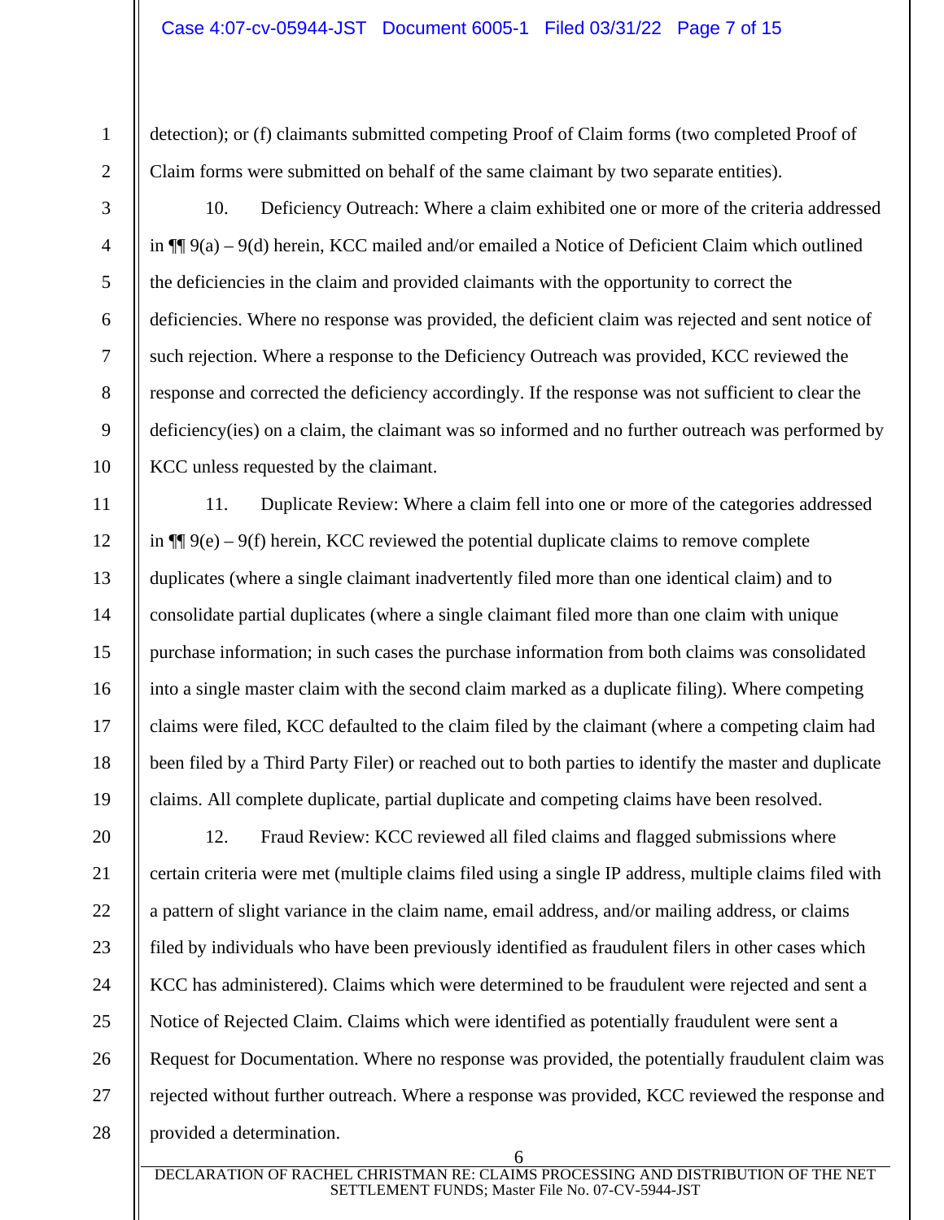detection); or (f) claimants submitted competing Proof of Claim forms (two completed Proof of Claim forms were submitted on behalf of the same claimant by two separate entities).

10. Deficiency Outreach: Where a claim exhibited one or more of the criteria addressed in ¶¶ 9(a) – 9(d) herein, KCC mailed and/or emailed a Notice of Deficient Claim which outlined the deficiencies in the claim and provided claimants with the opportunity to correct the deficiencies. Where no response was provided, the deficient claim was rejected and sent notice of such rejection. Where a response to the Deficiency Outreach was provided, KCC reviewed the response and corrected the deficiency accordingly. If the response was not sufficient to clear the deficiency(ies) on a claim, the claimant was so informed and no further outreach was performed by KCC unless requested by the claimant.

11. Duplicate Review: Where a claim fell into one or more of the categories addressed in ¶¶ 9(e) – 9(f) herein, KCC reviewed the potential duplicate claims to remove complete duplicates (where a single claimant inadvertently filed more than one identical claim) and to consolidate partial duplicates (where a single claimant filed more than one claim with unique purchase information; in such cases the purchase information from both claims was consolidated into a single master claim with the second claim marked as a duplicate filing). Where competing claims were filed, KCC defaulted to the claim filed by the claimant (where a competing claim had been filed by a Third Party Filer) or reached out to both parties to identify the master and duplicate claims. All complete duplicate, partial duplicate and competing claims have been resolved.

12. Fraud Review: KCC reviewed all filed claims and flagged submissions where certain criteria were met (multiple claims filed using a single IP address, multiple claims filed with a pattern of slight variance in the claim name, email address, and/or mailing address, or claims filed by individuals who have been previously identified as fraudulent filers in other cases which KCC has administered). Claims which were determined to be fraudulent were rejected and sent a Notice of Rejected Claim. Claims which were identified as potentially fraudulent were sent a Request for Documentation. Where no response was provided, the potentially fraudulent claim was rejected without further outreach. Where a response was provided, KCC reviewed the response and provided a determination.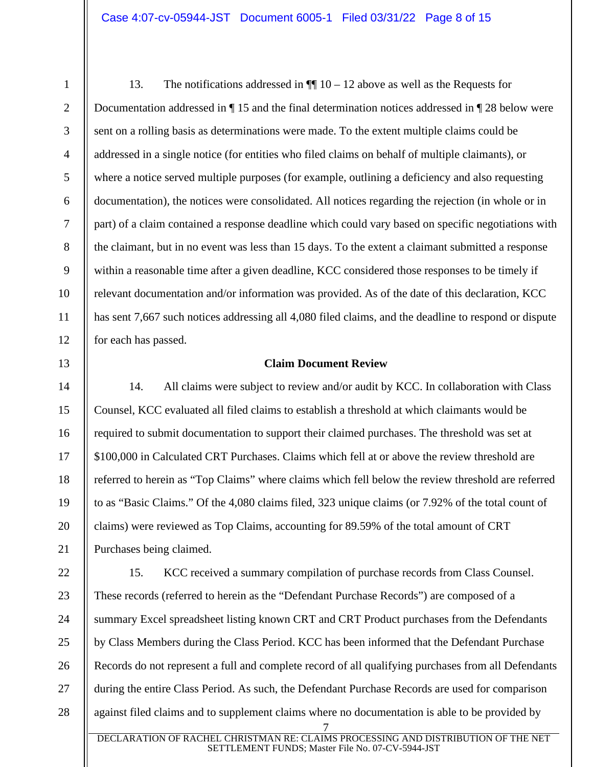13. The notifications addressed in ¶¶ 10 – 12 above as well as the Requests for Documentation addressed in ¶ 15 and the final determination notices addressed in ¶ 28 below were sent on a rolling basis as determinations were made. To the extent multiple claims could be addressed in a single notice (for entities who filed claims on behalf of multiple claimants), or where a notice served multiple purposes (for example, outlining a deficiency and also requesting documentation), the notices were consolidated. All notices regarding the rejection (in whole or in part) of a claim contained a response deadline which could vary based on specific negotiations with the claimant, but in no event was less than 15 days. To the extent a claimant submitted a response within a reasonable time after a given deadline, KCC considered those responses to be timely if relevant documentation and/or information was provided. As of the date of this declaration, KCC has sent 7,667 such notices addressing all 4,080 filed claims, and the deadline to respond or dispute for each has passed.

**Claim Document Review**

14. All claims were subject to review and/or audit by KCC. In collaboration with Class Counsel, KCC evaluated all filed claims to establish a threshold at which claimants would be required to submit documentation to support their claimed purchases. The threshold was set at $100,000 in Calculated CRT Purchases. Claims which fell at or above the review threshold are referred to herein as "Top Claims" where claims which fell below the review threshold are referred to as "Basic Claims." Of the 4,080 claims filed, 323 unique claims (or 7.92% of the total count of claims) were reviewed as Top Claims, accounting for 89.59% of the total amount of CRT Purchases being claimed.

15. KCC received a summary compilation of purchase records from Class Counsel. These records (referred to herein as the "Defendant Purchase Records") are composed of a summary Excel spreadsheet listing known CRT and CRT Product purchases from the Defendants by Class Members during the Class Period. KCC has been informed that the Defendant Purchase Records do not represent a full and complete record of all qualifying purchases from all Defendants during the entire Class Period. As such, the Defendant Purchase Records are used for comparison against filed claims and to supplement claims where no documentation is able to be provided by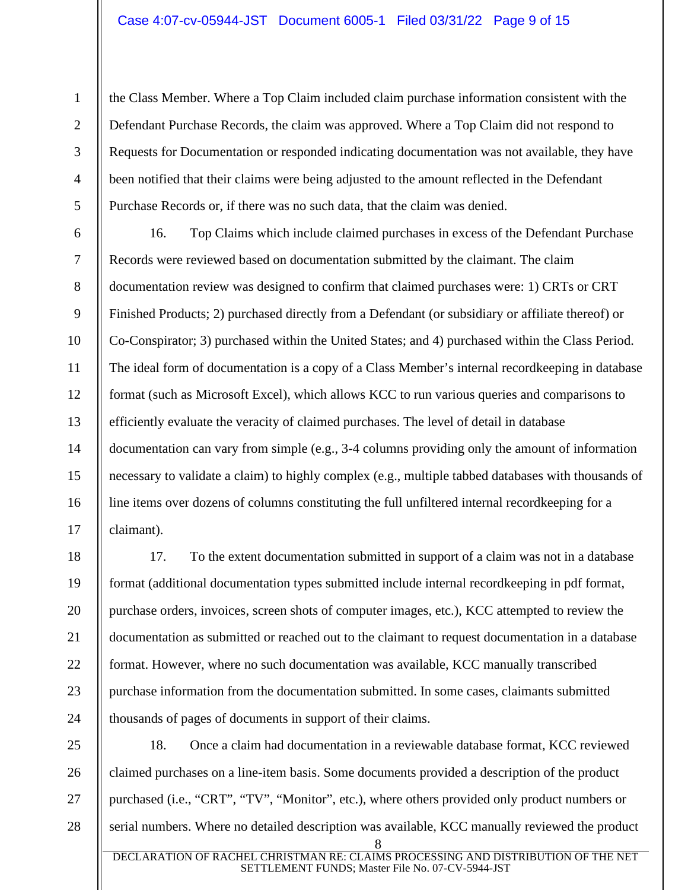the Class Member. Where a Top Claim included claim purchase information consistent with the Defendant Purchase Records, the claim was approved. Where a Top Claim did not respond to Requests for Documentation or responded indicating documentation was not available, they have been notified that their claims were being adjusted to the amount reflected in the Defendant Purchase Records or, if there was no such data, that the claim was denied.

16. Top Claims which include claimed purchases in excess of the Defendant Purchase Records were reviewed based on documentation submitted by the claimant. The claim documentation review was designed to confirm that claimed purchases were: 1) CRTs or CRT Finished Products; 2) purchased directly from a Defendant (or subsidiary or affiliate thereof) or Co-Conspirator; 3) purchased within the United States; and 4) purchased within the Class Period. The ideal form of documentation is a copy of a Class Member's internal recordkeeping in database format (such as Microsoft Excel), which allows KCC to run various queries and comparisons to efficiently evaluate the veracity of claimed purchases. The level of detail in database documentation can vary from simple (e.g., 3-4 columns providing only the amount of information necessary to validate a claim) to highly complex (e.g., multiple tabbed databases with thousands of line items over dozens of columns constituting the full unfiltered internal recordkeeping for a claimant).

17. To the extent documentation submitted in support of a claim was not in a database format (additional documentation types submitted include internal recordkeeping in pdf format, purchase orders, invoices, screen shots of computer images, etc.), KCC attempted to review the documentation as submitted or reached out to the claimant to request documentation in a database format. However, where no such documentation was available, KCC manually transcribed purchase information from the documentation submitted. In some cases, claimants submitted thousands of pages of documents in support of their claims.

18. Once a claim had documentation in a reviewable database format, KCC reviewed claimed purchases on a line-item basis. Some documents provided a description of the product purchased (i.e., "CRT", "TV", "Monitor", etc.), where others provided only product numbers or serial numbers. Where no detailed description was available, KCC manually reviewed the product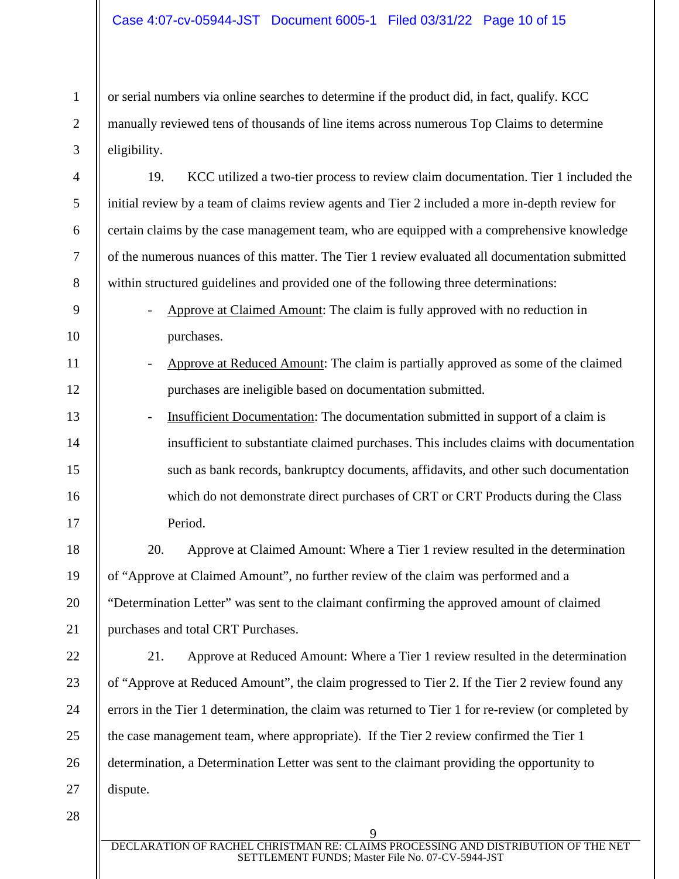or serial numbers via online searches to determine if the product did, in fact, qualify. KCC manually reviewed tens of thousands of line items across numerous Top Claims to determine eligibility.

19. KCC utilized a two-tier process to review claim documentation. Tier 1 included the initial review by a team of claims review agents and Tier 2 included a more in-depth review for certain claims by the case management team, who are equipped with a comprehensive knowledge of the numerous nuances of this matter. The Tier 1 review evaluated all documentation submitted within structured guidelines and provided one of the following three determinations:

- Approve at Claimed Amount: The claim is fully approved with no reduction in purchases.
- Approve at Reduced Amount: The claim is partially approved as some of the claimed purchases are ineligible based on documentation submitted.
- Insufficient Documentation: The documentation submitted in support of a claim is insufficient to substantiate claimed purchases. This includes claims with documentation such as bank records, bankruptcy documents, affidavits, and other such documentation which do not demonstrate direct purchases of CRT or CRT Products during the Class Period.

20. Approve at Claimed Amount: Where a Tier 1 review resulted in the determination of "Approve at Claimed Amount", no further review of the claim was performed and a "Determination Letter" was sent to the claimant confirming the approved amount of claimed purchases and total CRT Purchases.

21. Approve at Reduced Amount: Where a Tier 1 review resulted in the determination of "Approve at Reduced Amount", the claim progressed to Tier 2. If the Tier 2 review found any errors in the Tier 1 determination, the claim was returned to Tier 1 for re-review (or completed by the case management team, where appropriate). If the Tier 2 review confirmed the Tier 1 determination, a Determination Letter was sent to the claimant providing the opportunity to dispute.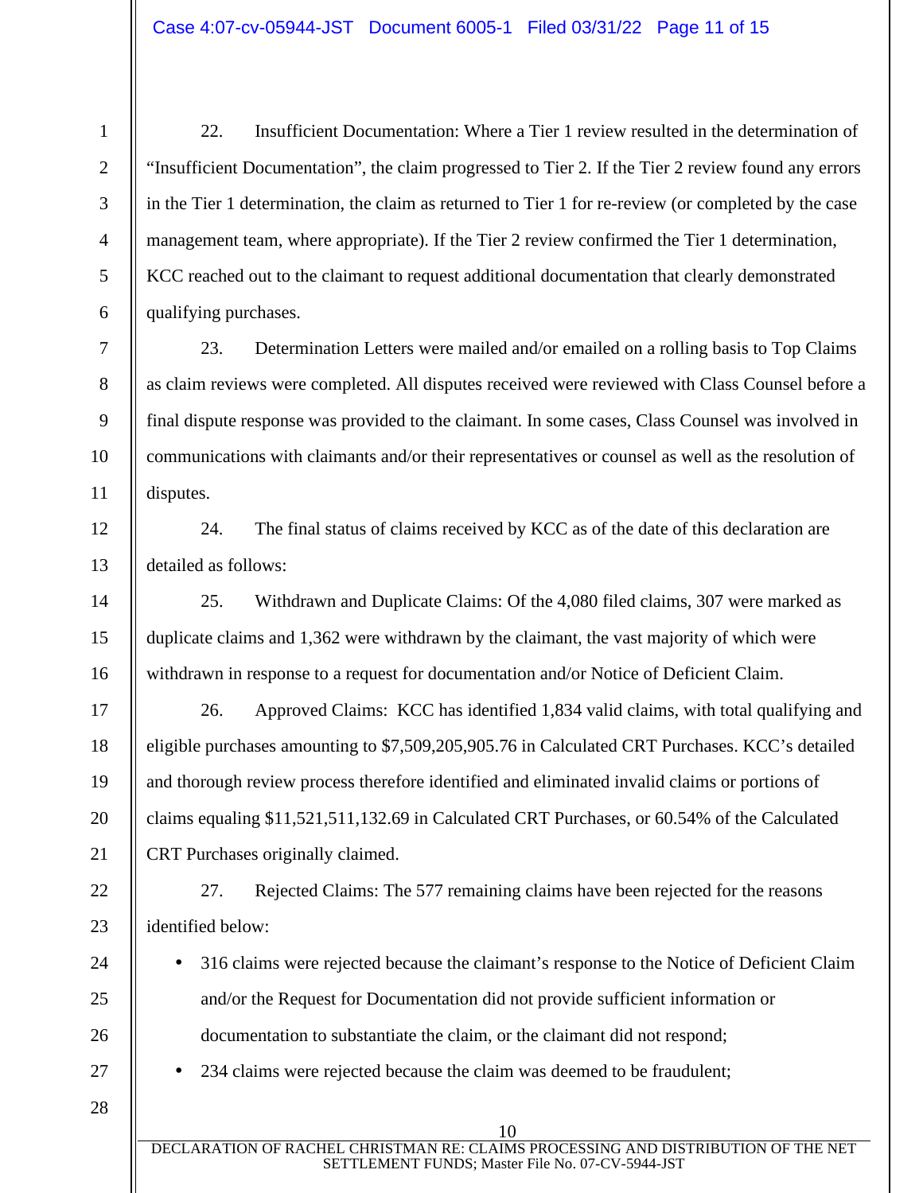22. Insufficient Documentation: Where a Tier 1 review resulted in the determination of "Insufficient Documentation", the claim progressed to Tier 2. If the Tier 2 review found any errors in the Tier 1 determination, the claim as returned to Tier 1 for re-review (or completed by the case management team, where appropriate). If the Tier 2 review confirmed the Tier 1 determination, KCC reached out to the claimant to request additional documentation that clearly demonstrated qualifying purchases.

23. Determination Letters were mailed and/or emailed on a rolling basis to Top Claims as claim reviews were completed. All disputes received were reviewed with Class Counsel before a final dispute response was provided to the claimant. In some cases, Class Counsel was involved in communications with claimants and/or their representatives or counsel as well as the resolution of disputes.

24. The final status of claims received by KCC as of the date of this declaration are detailed as follows:

25. Withdrawn and Duplicate Claims: Of the 4,080 filed claims, 307 were marked as duplicate claims and 1,362 were withdrawn by the claimant, the vast majority of which were withdrawn in response to a request for documentation and/or Notice of Deficient Claim.

26. Approved Claims: KCC has identified 1,834 valid claims, with total qualifying and eligible purchases amounting to $7,509,205,905.76 in Calculated CRT Purchases. KCC's detailed and thorough review process therefore identified and eliminated invalid claims or portions of claims equaling $11,521,511,132.69 in Calculated CRT Purchases, or 60.54% of the Calculated CRT Purchases originally claimed.

27. Rejected Claims: The 577 remaining claims have been rejected for the reasons identified below:

- 316 claims were rejected because the claimant's response to the Notice of Deficient Claim and/or the Request for Documentation did not provide sufficient information or documentation to substantiate the claim, or the claimant did not respond;
- 234 claims were rejected because the claim was deemed to be fraudulent;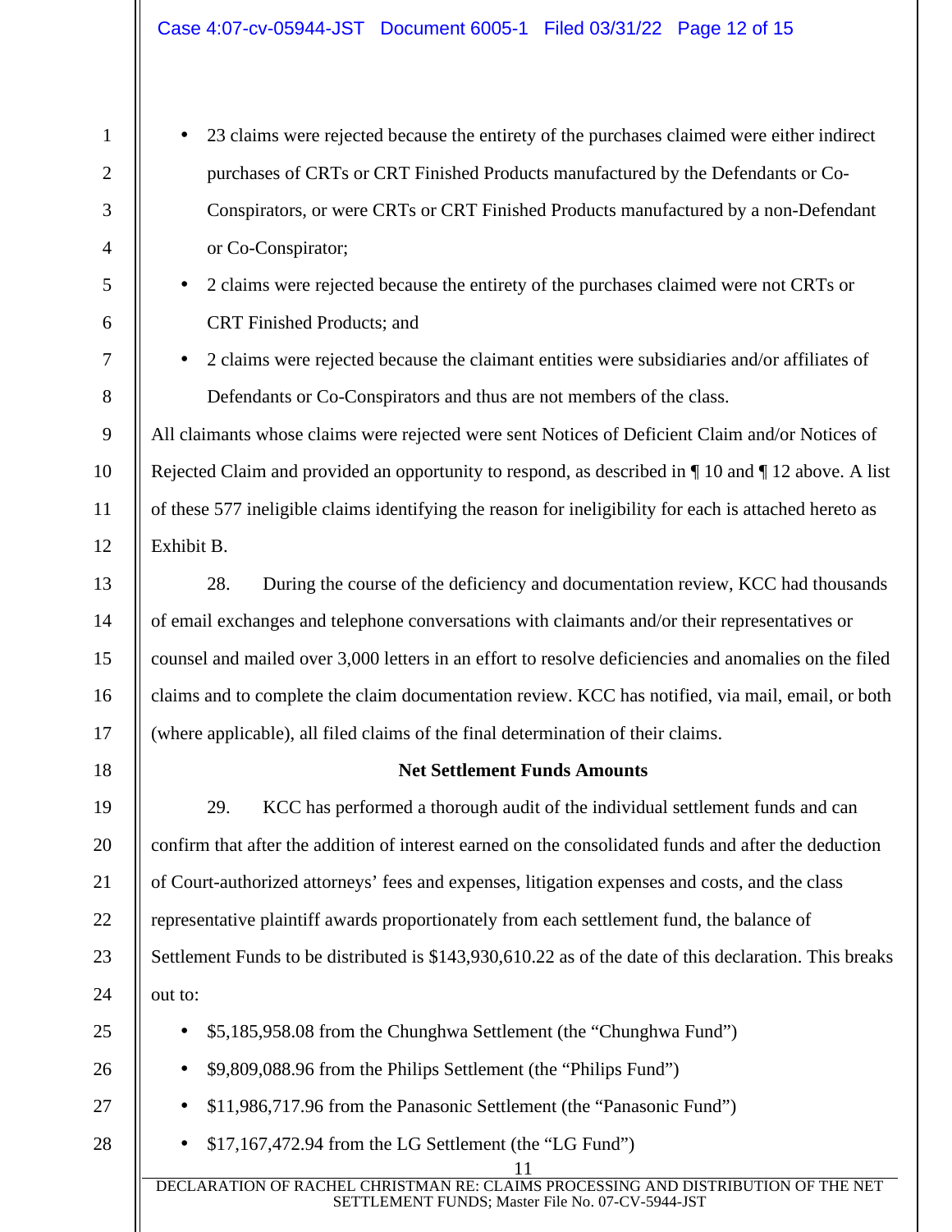- 23 claims were rejected because the entirety of the purchases claimed were either indirect purchases of CRTs or CRT Finished Products manufactured by the Defendants or Co-Conspirators, or were CRTs or CRT Finished Products manufactured by a non-Defendant or Co-Conspirator;
- 2 claims were rejected because the entirety of the purchases claimed were not CRTs or CRT Finished Products; and
- 2 claims were rejected because the claimant entities were subsidiaries and/or affiliates of Defendants or Co-Conspirators and thus are not members of the class.

All claimants whose claims were rejected were sent Notices of Deficient Claim and/or Notices of Rejected Claim and provided an opportunity to respond, as described in ¶ 10 and ¶ 12 above. A list of these 577 ineligible claims identifying the reason for ineligibility for each is attached hereto as Exhibit B.

28. During the course of the deficiency and documentation review, KCC had thousands of email exchanges and telephone conversations with claimants and/or their representatives or counsel and mailed over 3,000 letters in an effort to resolve deficiencies and anomalies on the filed claims and to complete the claim documentation review. KCC has notified, via mail, email, or both (where applicable), all filed claims of the final determination of their claims.

**Net Settlement Funds Amounts**

29. KCC has performed a thorough audit of the individual settlement funds and can confirm that after the addition of interest earned on the consolidated funds and after the deduction of Court-authorized attorneys' fees and expenses, litigation expenses and costs, and the class representative plaintiff awards proportionately from each settlement fund, the balance of Settlement Funds to be distributed is $143,930,610.22 as of the date of this declaration. This breaks out to:

- $5,185,958.08 from the Chunghwa Settlement (the "Chunghwa Fund")
- $9,809,088.96 from the Philips Settlement (the "Philips Fund")
- $11,986,717.96 from the Panasonic Settlement (the "Panasonic Fund")
- $17,167,472.94 from the LG Settlement (the "LG Fund")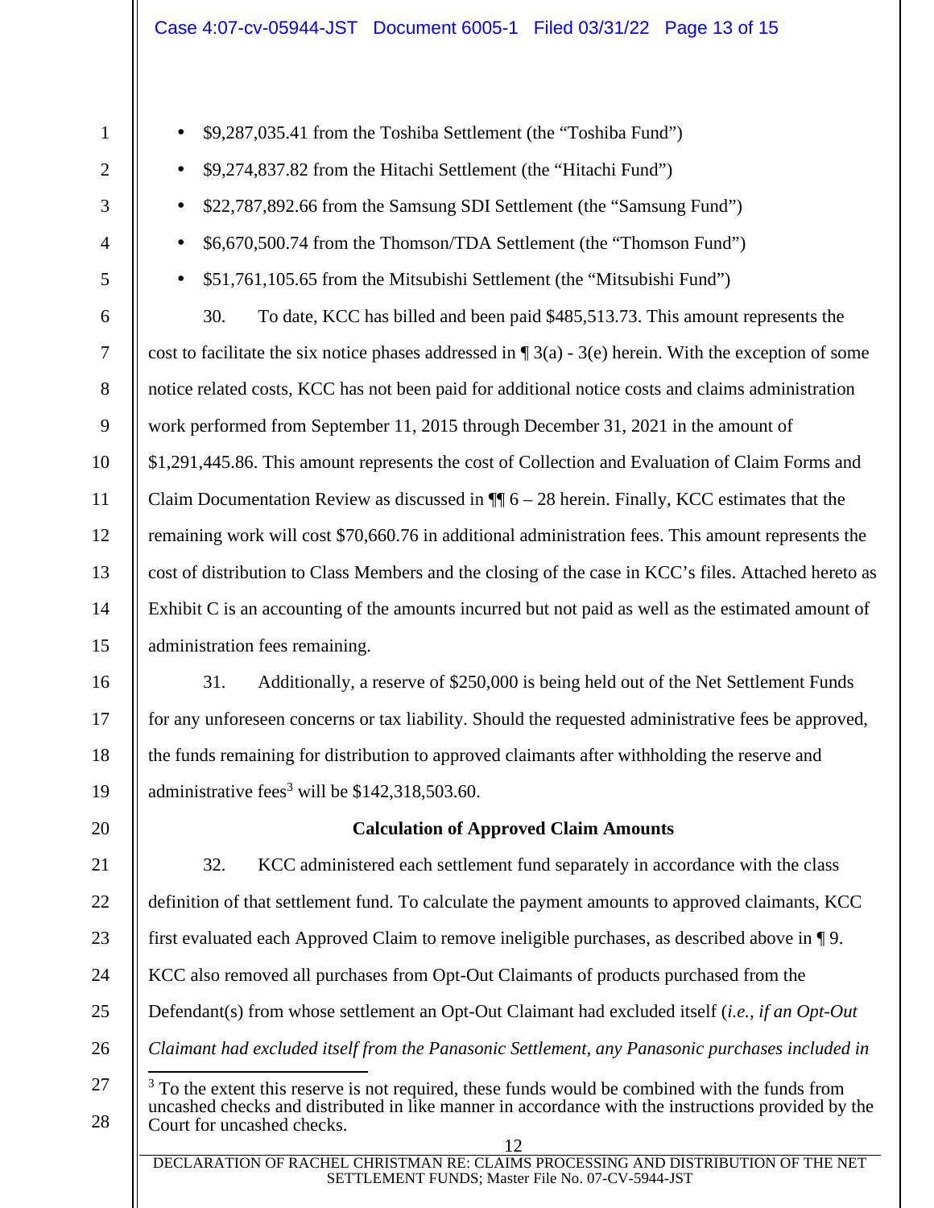- $9,287,035.41 from the Toshiba Settlement (the "Toshiba Fund")
- $9,274,837.82 from the Hitachi Settlement (the "Hitachi Fund")
- $22,787,892.66 from the Samsung SDI Settlement (the "Samsung Fund")
- $6,670,500.74 from the Thomson/TDA Settlement (the "Thomson Fund")
- $51,761,105.65 from the Mitsubishi Settlement (the "Mitsubishi Fund")

30. To date, KCC has billed and been paid $485,513.73. This amount represents the cost to facilitate the six notice phases addressed in ¶ 3(a) - 3(e) herein. With the exception of some notice related costs, KCC has not been paid for additional notice costs and claims administration work performed from September 11, 2015 through December 31, 2021 in the amount of $1,291,445.86. This amount represents the cost of Collection and Evaluation of Claim Forms and Claim Documentation Review as discussed in ¶¶ 6 – 28 herein. Finally, KCC estimates that the remaining work will cost $70,660.76 in additional administration fees. This amount represents the cost of distribution to Class Members and the closing of the case in KCC's files. Attached hereto as Exhibit C is an accounting of the amounts incurred but not paid as well as the estimated amount of administration fees remaining.

31. Additionally, a reserve of $250,000 is being held out of the Net Settlement Funds for any unforeseen concerns or tax liability. Should the requested administrative fees be approved, the funds remaining for distribution to approved claimants after withholding the reserve and administrative fees[3] will be $142,318,503.60.

**Calculation of Approved Claim Amounts**

32. KCC administered each settlement fund separately in accordance with the class definition of that settlement fund. To calculate the payment amounts to approved claimants, KCC first evaluated each Approved Claim to remove ineligible purchases, as described above in ¶ 9. KCC also removed all purchases from Opt-Out Claimants of products purchased from the Defendant(s) from whose settlement an Opt-Out Claimant had excluded itself (*i.e., if an Opt-Out Claimant had excluded itself from the Panasonic Settlement, any Panasonic purchases included in*

[3] To the extent this reserve is not required, these funds would be combined with the funds from uncashed checks and distributed in like manner in accordance with the instructions provided by the Court for uncashed checks.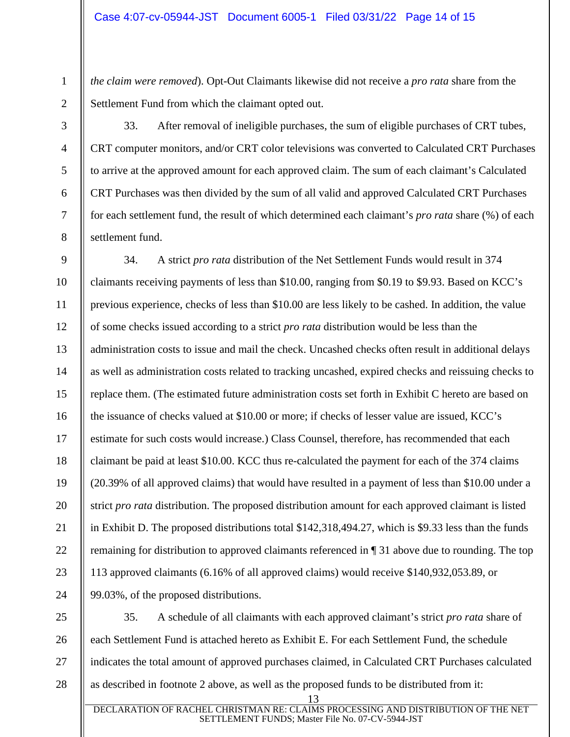*the claim were removed*). Opt-Out Claimants likewise did not receive a *pro rata* share from the Settlement Fund from which the claimant opted out.

33. After removal of ineligible purchases, the sum of eligible purchases of CRT tubes, CRT computer monitors, and/or CRT color televisions was converted to Calculated CRT Purchases to arrive at the approved amount for each approved claim. The sum of each claimant's Calculated CRT Purchases was then divided by the sum of all valid and approved Calculated CRT Purchases for each settlement fund, the result of which determined each claimant's *pro rata* share (%) of each settlement fund.

34. A strict *pro rata* distribution of the Net Settlement Funds would result in 374 claimants receiving payments of less than $10.00, ranging from $0.19 to $9.93. Based on KCC's previous experience, checks of less than $10.00 are less likely to be cashed. In addition, the value of some checks issued according to a strict *pro rata* distribution would be less than the administration costs to issue and mail the check. Uncashed checks often result in additional delays as well as administration costs related to tracking uncashed, expired checks and reissuing checks to replace them. (The estimated future administration costs set forth in Exhibit C hereto are based on the issuance of checks valued at $10.00 or more; if checks of lesser value are issued, KCC's estimate for such costs would increase.) Class Counsel, therefore, has recommended that each claimant be paid at least $10.00. KCC thus re-calculated the payment for each of the 374 claims (20.39% of all approved claims) that would have resulted in a payment of less than $10.00 under a strict *pro rata* distribution. The proposed distribution amount for each approved claimant is listed in Exhibit D. The proposed distributions total $142,318,494.27, which is $9.33 less than the funds remaining for distribution to approved claimants referenced in ¶ 31 above due to rounding. The top 113 approved claimants (6.16% of all approved claims) would receive $140,932,053.89, or 99.03%, of the proposed distributions.

35. A schedule of all claimants with each approved claimant's strict *pro rata* share of each Settlement Fund is attached hereto as Exhibit E. For each Settlement Fund, the schedule indicates the total amount of approved purchases claimed, in Calculated CRT Purchases calculated as described in footnote 2 above, as well as the proposed funds to be distributed from it: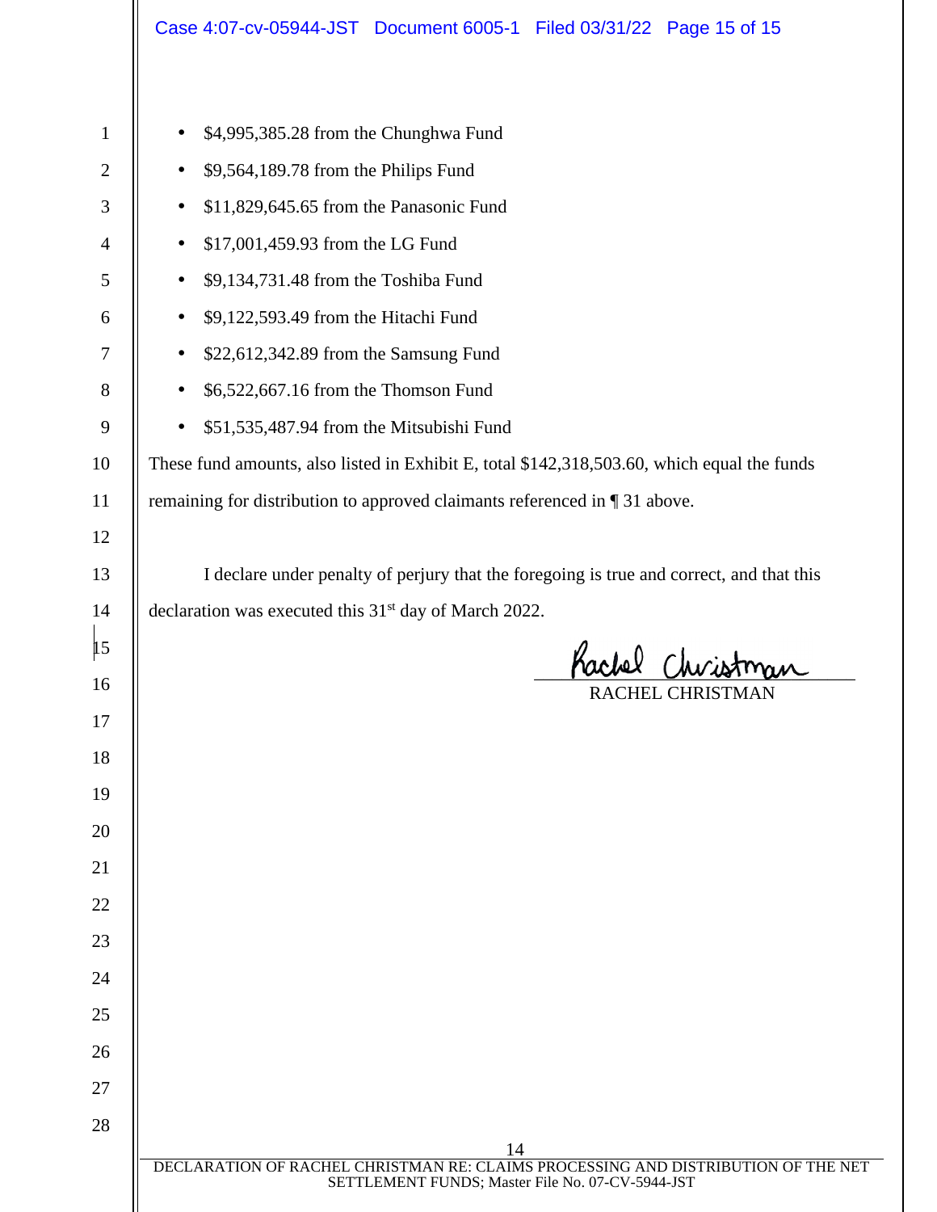- $4,995,385.28 from the Chunghwa Fund
- $9,564,189.78 from the Philips Fund
- $11,829,645.65 from the Panasonic Fund
- $17,001,459.93 from the LG Fund
- $9,134,731.48 from the Toshiba Fund
- $9,122,593.49 from the Hitachi Fund
- $22,612,342.89 from the Samsung Fund
- $6,522,667.16 from the Thomson Fund
- $51,535,487.94 from the Mitsubishi Fund

These fund amounts, also listed in Exhibit E, total $142,318,503.60, which equal the funds remaining for distribution to approved claimants referenced in ¶ 31 above.

I declare under penalty of perjury that the foregoing is true and correct, and that this declaration was executed this 31st day of March 2022.

Rachel Christman

RACHEL CHRISTMAN

DECLARATION OF RACHEL CHRISTMAN RE: CLAIMS PROCESSING AND DISTRIBUTION OF THE NET SETTLEMENT FUNDS; Master File No. 07-CV-5944-JST